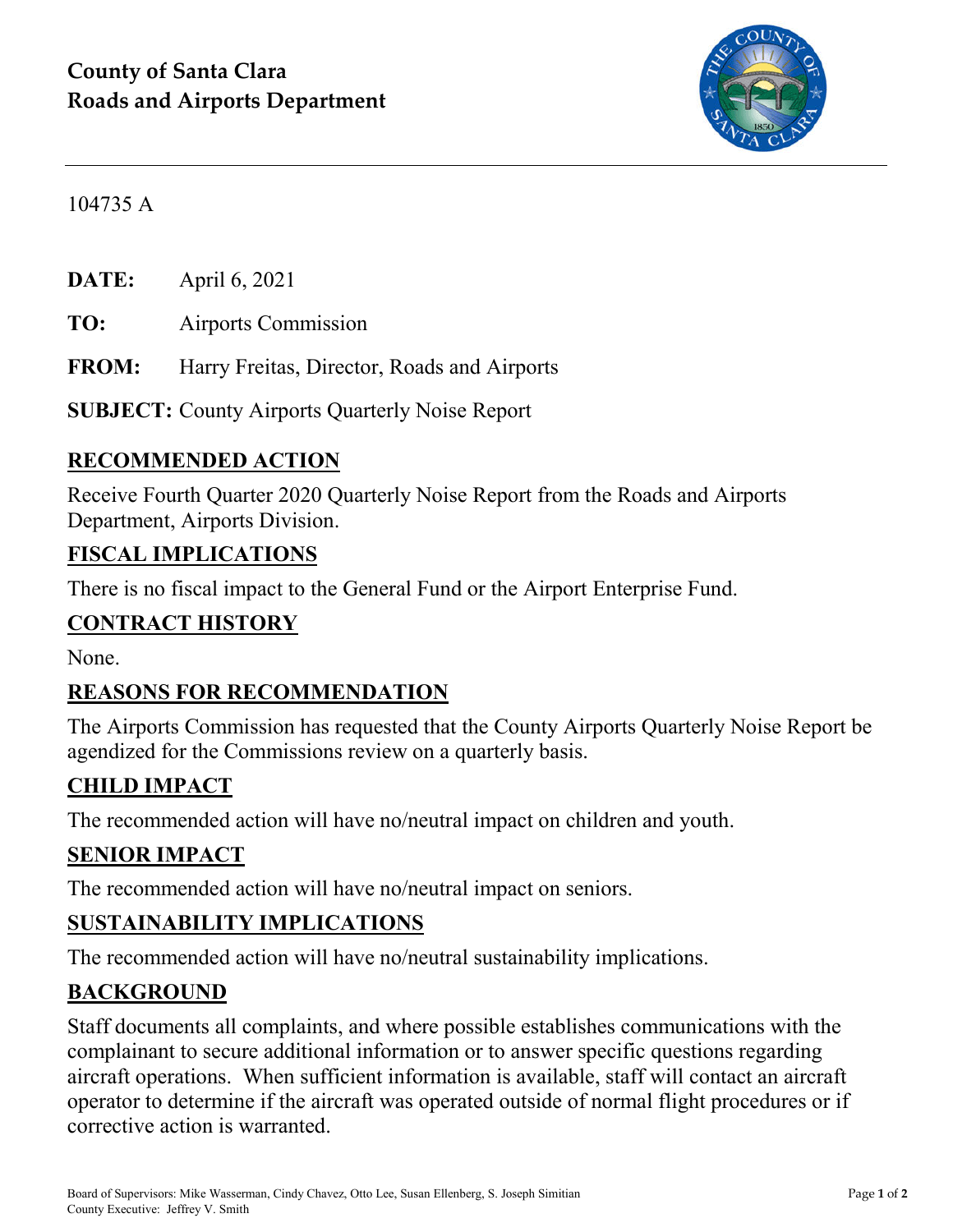**County of Santa Clara**
**Roads and Airports Department**

104735 A

**DATE:** April 6, 2021

**TO:** Airports Commission

**FROM:** Harry Freitas, Director, Roads and Airports

**SUBJECT:** County Airports Quarterly Noise Report

## RECOMMENDED ACTION

Receive Fourth Quarter 2020 Quarterly Noise Report from the Roads and Airports Department, Airports Division.

## FISCAL IMPLICATIONS

There is no fiscal impact to the General Fund or the Airport Enterprise Fund.

## CONTRACT HISTORY

None.

## REASONS FOR RECOMMENDATION

The Airports Commission has requested that the County Airports Quarterly Noise Report be agendized for the Commissions review on a quarterly basis.

## CHILD IMPACT

The recommended action will have no/neutral impact on children and youth.

## SENIOR IMPACT

The recommended action will have no/neutral impact on seniors.

## SUSTAINABILITY IMPLICATIONS

The recommended action will have no/neutral sustainability implications.

## BACKGROUND

Staff documents all complaints, and where possible establishes communications with the complainant to secure additional information or to answer specific questions regarding aircraft operations. When sufficient information is available, staff will contact an aircraft operator to determine if the aircraft was operated outside of normal flight procedures or if corrective action is warranted.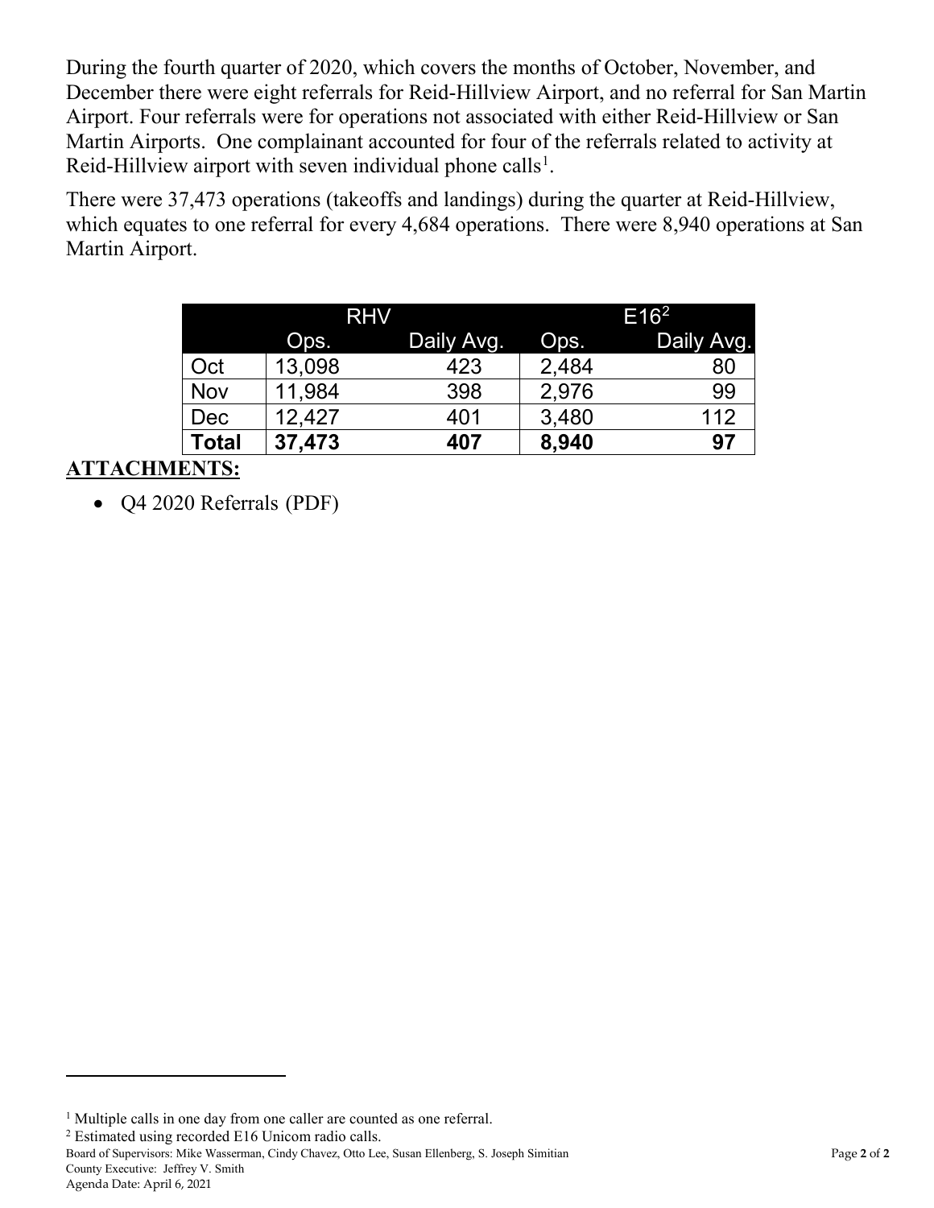During the fourth quarter of 2020, which covers the months of October, November, and December there were eight referrals for Reid-Hillview Airport, and no referral for San Martin Airport. Four referrals were for operations not associated with either Reid-Hillview or San Martin Airports. One complainant accounted for four of the referrals related to activity at Reid-Hillview airport with seven individual phone calls[1].

There were 37,473 operations (takeoffs and landings) during the quarter at Reid-Hillview, which equates to one referral for every 4,684 operations. There were 8,940 operations at San Martin Airport.

| | RHV | | E16[2] | |
|---|---|---|---|---|
| | Ops. | Daily Avg. | Ops. | Daily Avg. |
| Oct | 13,098 | 423 | 2,484 | 80 |
| Nov | 11,984 | 398 | 2,976 | 99 |
| Dec | 12,427 | 401 | 3,480 | 112 |
| **Total** | **37,473** | **407** | **8,940** | **97** |

**ATTACHMENTS:**

- Q4 2020 Referrals (PDF)

[1] Multiple calls in one day from one caller are counted as one referral.

[2] Estimated using recorded E16 Unicom radio calls.

Board of Supervisors: Mike Wasserman, Cindy Chavez, Otto Lee, Susan Ellenberg, S. Joseph Simitian
County Executive: Jeffrey V. Smith
Agenda Date: April 6, 2021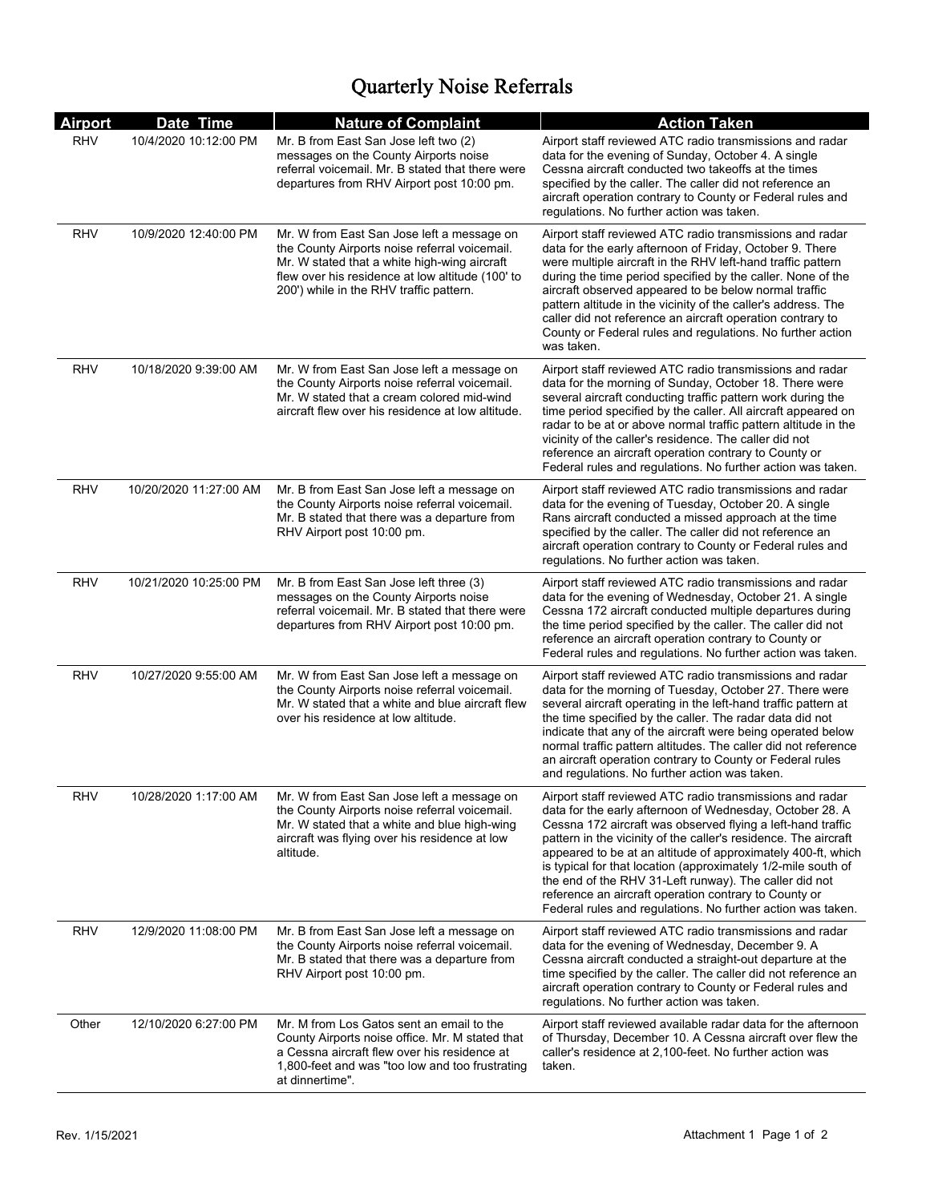# Quarterly Noise Referrals

| Airport | Date Time | Nature of Complaint | Action Taken |
|---|---|---|---|
| RHV | 10/4/2020 10:12:00 PM | Mr. B from East San Jose left two (2) messages on the County Airports noise referral voicemail. Mr. B stated that there were departures from RHV Airport post 10:00 pm. | Airport staff reviewed ATC radio transmissions and radar data for the evening of Sunday, October 4. A single Cessna aircraft conducted two takeoffs at the times specified by the caller. The caller did not reference an aircraft operation contrary to County or Federal rules and regulations. No further action was taken. |
| RHV | 10/9/2020 12:40:00 PM | Mr. W from East San Jose left a message on the County Airports noise referral voicemail. Mr. W stated that a white high-wing aircraft flew over his residence at low altitude (100' to 200') while in the RHV traffic pattern. | Airport staff reviewed ATC radio transmissions and radar data for the early afternoon of Friday, October 9. There were multiple aircraft in the RHV left-hand traffic pattern during the time period specified by the caller. None of the aircraft observed appeared to be below normal traffic pattern altitude in the vicinity of the caller's address. The caller did not reference an aircraft operation contrary to County or Federal rules and regulations. No further action was taken. |
| RHV | 10/18/2020 9:39:00 AM | Mr. W from East San Jose left a message on the County Airports noise referral voicemail. Mr. W stated that a cream colored mid-wind aircraft flew over his residence at low altitude. | Airport staff reviewed ATC radio transmissions and radar data for the morning of Sunday, October 18. There were several aircraft conducting traffic pattern work during the time period specified by the caller. All aircraft appeared on radar to be at or above normal traffic pattern altitude in the vicinity of the caller's residence. The caller did not reference an aircraft operation contrary to County or Federal rules and regulations. No further action was taken. |
| RHV | 10/20/2020 11:27:00 AM | Mr. B from East San Jose left a message on the County Airports noise referral voicemail. Mr. B stated that there was a departure from RHV Airport post 10:00 pm. | Airport staff reviewed ATC radio transmissions and radar data for the evening of Tuesday, October 20. A single Rans aircraft conducted a missed approach at the time specified by the caller. The caller did not reference an aircraft operation contrary to County or Federal rules and regulations. No further action was taken. |
| RHV | 10/21/2020 10:25:00 PM | Mr. B from East San Jose left three (3) messages on the County Airports noise referral voicemail. Mr. B stated that there were departures from RHV Airport post 10:00 pm. | Airport staff reviewed ATC radio transmissions and radar data for the evening of Wednesday, October 21. A single Cessna 172 aircraft conducted multiple departures during the time period specified by the caller. The caller did not reference an aircraft operation contrary to County or Federal rules and regulations. No further action was taken. |
| RHV | 10/27/2020 9:55:00 AM | Mr. W from East San Jose left a message on the County Airports noise referral voicemail. Mr. W stated that a white and blue aircraft flew over his residence at low altitude. | Airport staff reviewed ATC radio transmissions and radar data for the morning of Tuesday, October 27. There were several aircraft operating in the left-hand traffic pattern at the time specified by the caller. The radar data did not indicate that any of the aircraft were being operated below normal traffic pattern altitudes. The caller did not reference an aircraft operation contrary to County or Federal rules and regulations. No further action was taken. |
| RHV | 10/28/2020 1:17:00 AM | Mr. W from East San Jose left a message on the County Airports noise referral voicemail. Mr. W stated that a white and blue high-wing aircraft was flying over his residence at low altitude. | Airport staff reviewed ATC radio transmissions and radar data for the early afternoon of Wednesday, October 28. A Cessna 172 aircraft was observed flying a left-hand traffic pattern in the vicinity of the caller's residence. The aircraft appeared to be at an altitude of approximately 400-ft, which is typical for that location (approximately 1/2-mile south of the end of the RHV 31-Left runway). The caller did not reference an aircraft operation contrary to County or Federal rules and regulations. No further action was taken. |
| RHV | 12/9/2020 11:08:00 PM | Mr. B from East San Jose left a message on the County Airports noise referral voicemail. Mr. B stated that there was a departure from RHV Airport post 10:00 pm. | Airport staff reviewed ATC radio transmissions and radar data for the evening of Wednesday, December 9. A Cessna aircraft conducted a straight-out departure at the time specified by the caller. The caller did not reference an aircraft operation contrary to County or Federal rules and regulations. No further action was taken. |
| Other | 12/10/2020 6:27:00 PM | Mr. M from Los Gatos sent an email to the County Airports noise office. Mr. M stated that a Cessna aircraft flew over his residence at 1,800-feet and was "too low and too frustrating at dinnertime". | Airport staff reviewed available radar data for the afternoon of Thursday, December 10. A Cessna aircraft over flew the caller's residence at 2,100-feet. No further action was taken. |

Rev. 1/15/2021 Attachment 1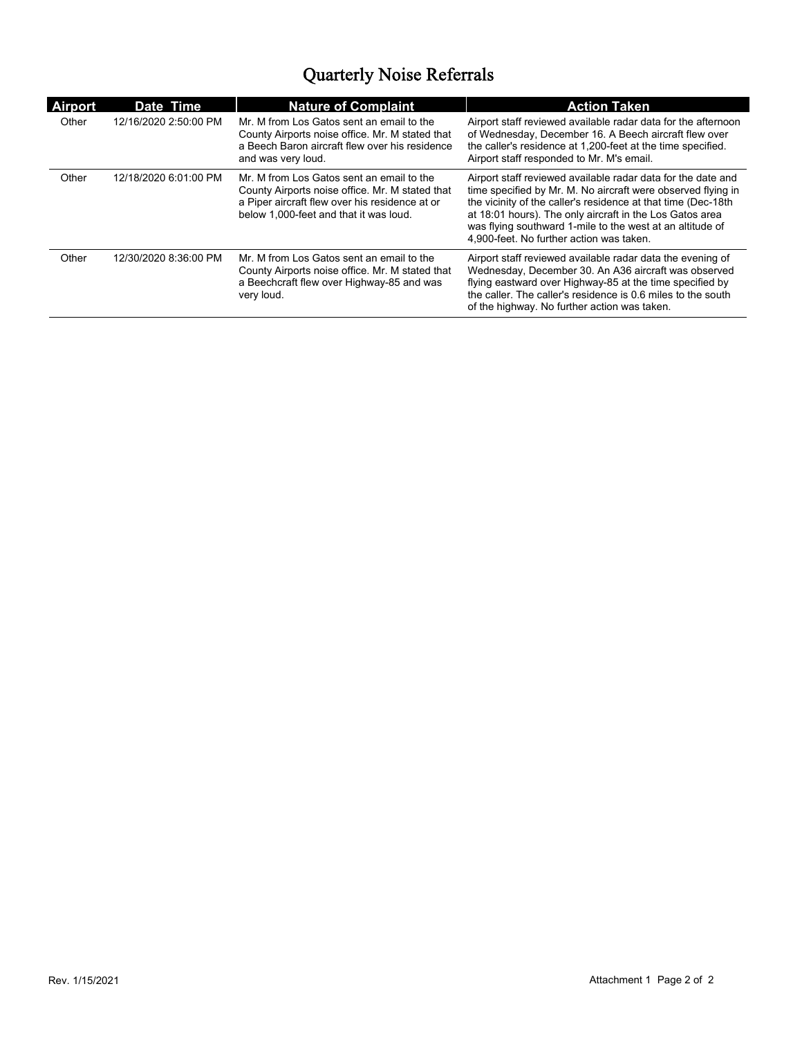# Quarterly Noise Referrals

| Airport | Date Time | Nature of Complaint | Action Taken |
|---|---|---|---|
| Other | 12/16/2020 2:50:00 PM | Mr. M from Los Gatos sent an email to the County Airports noise office. Mr. M stated that a Beech Baron aircraft flew over his residence and was very loud. | Airport staff reviewed available radar data for the afternoon of Wednesday, December 16. A Beech aircraft flew over the caller's residence at 1,200-feet at the time specified. Airport staff responded to Mr. M's email. |
| Other | 12/18/2020 6:01:00 PM | Mr. M from Los Gatos sent an email to the County Airports noise office. Mr. M stated that a Piper aircraft flew over his residence at or below 1,000-feet and that it was loud. | Airport staff reviewed available radar data for the date and time specified by Mr. M. No aircraft were observed flying in the vicinity of the caller's residence at that time (Dec-18th at 18:01 hours). The only aircraft in the Los Gatos area was flying southward 1-mile to the west at an altitude of 4,900-feet. No further action was taken. |
| Other | 12/30/2020 8:36:00 PM | Mr. M from Los Gatos sent an email to the County Airports noise office. Mr. M stated that a Beechcraft flew over Highway-85 and was very loud. | Airport staff reviewed available radar data the evening of Wednesday, December 30. An A36 aircraft was observed flying eastward over Highway-85 at the time specified by the caller. The caller's residence is 0.6 miles to the south of the highway. No further action was taken. |

Rev. 1/15/2021

Attachment 1